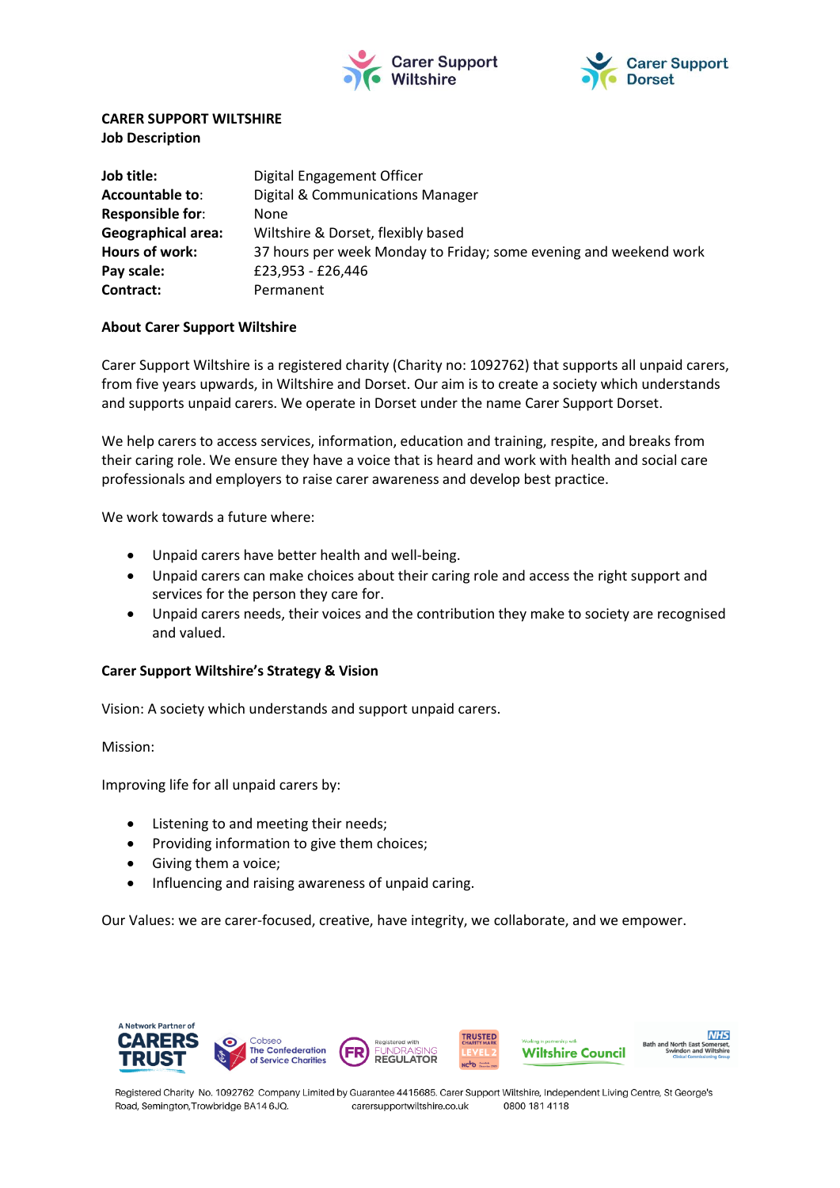**CARER SUPPORT WILTSHIRE**
**Job Description**

| | |
|---|---|
| **Job title:** | Digital Engagement Officer |
| **Accountable to**: | Digital & Communications Manager |
| **Responsible for**: | None |
| **Geographical area:** | Wiltshire & Dorset, flexibly based |
| **Hours of work:** | 37 hours per week Monday to Friday; some evening and weekend work |
| **Pay scale:** | £23,953 - £26,446 |
| **Contract:** | Permanent |

**About Carer Support Wiltshire**

Carer Support Wiltshire is a registered charity (Charity no: 1092762) that supports all unpaid carers, from five years upwards, in Wiltshire and Dorset. Our aim is to create a society which understands and supports unpaid carers. We operate in Dorset under the name Carer Support Dorset.

We help carers to access services, information, education and training, respite, and breaks from their caring role. We ensure they have a voice that is heard and work with health and social care professionals and employers to raise carer awareness and develop best practice.

We work towards a future where:

- Unpaid carers have better health and well-being.
- Unpaid carers can make choices about their caring role and access the right support and services for the person they care for.
- Unpaid carers needs, their voices and the contribution they make to society are recognised and valued.

**Carer Support Wiltshire's Strategy & Vision**

Vision: A society which understands and support unpaid carers.

Mission:

Improving life for all unpaid carers by:

- Listening to and meeting their needs;
- Providing information to give them choices;
- Giving them a voice;
- Influencing and raising awareness of unpaid caring.

Our Values: we are carer-focused, creative, have integrity, we collaborate, and we empower.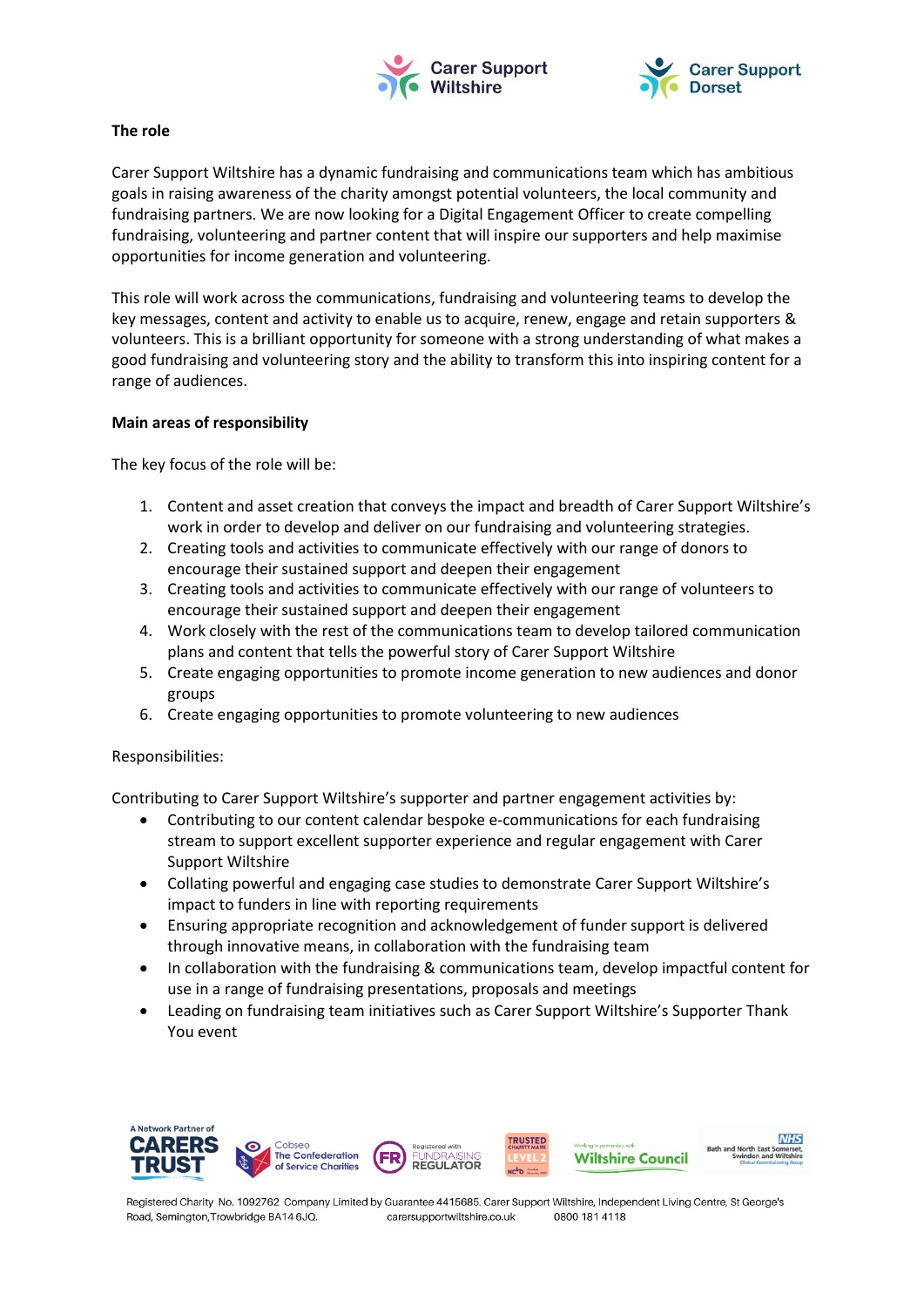**The role**

Carer Support Wiltshire has a dynamic fundraising and communications team which has ambitious goals in raising awareness of the charity amongst potential volunteers, the local community and fundraising partners. We are now looking for a Digital Engagement Officer to create compelling fundraising, volunteering and partner content that will inspire our supporters and help maximise opportunities for income generation and volunteering.

This role will work across the communications, fundraising and volunteering teams to develop the key messages, content and activity to enable us to acquire, renew, engage and retain supporters & volunteers. This is a brilliant opportunity for someone with a strong understanding of what makes a good fundraising and volunteering story and the ability to transform this into inspiring content for a range of audiences.

**Main areas of responsibility**

The key focus of the role will be:

1. Content and asset creation that conveys the impact and breadth of Carer Support Wiltshire's work in order to develop and deliver on our fundraising and volunteering strategies.
2. Creating tools and activities to communicate effectively with our range of donors to encourage their sustained support and deepen their engagement
3. Creating tools and activities to communicate effectively with our range of volunteers to encourage their sustained support and deepen their engagement
4. Work closely with the rest of the communications team to develop tailored communication plans and content that tells the powerful story of Carer Support Wiltshire
5. Create engaging opportunities to promote income generation to new audiences and donor groups
6. Create engaging opportunities to promote volunteering to new audiences

Responsibilities:

Contributing to Carer Support Wiltshire's supporter and partner engagement activities by:

- Contributing to our content calendar bespoke e-communications for each fundraising stream to support excellent supporter experience and regular engagement with Carer Support Wiltshire
- Collating powerful and engaging case studies to demonstrate Carer Support Wiltshire's impact to funders in line with reporting requirements
- Ensuring appropriate recognition and acknowledgement of funder support is delivered through innovative means, in collaboration with the fundraising team
- In collaboration with the fundraising & communications team, develop impactful content for use in a range of fundraising presentations, proposals and meetings
- Leading on fundraising team initiatives such as Carer Support Wiltshire's Supporter Thank You event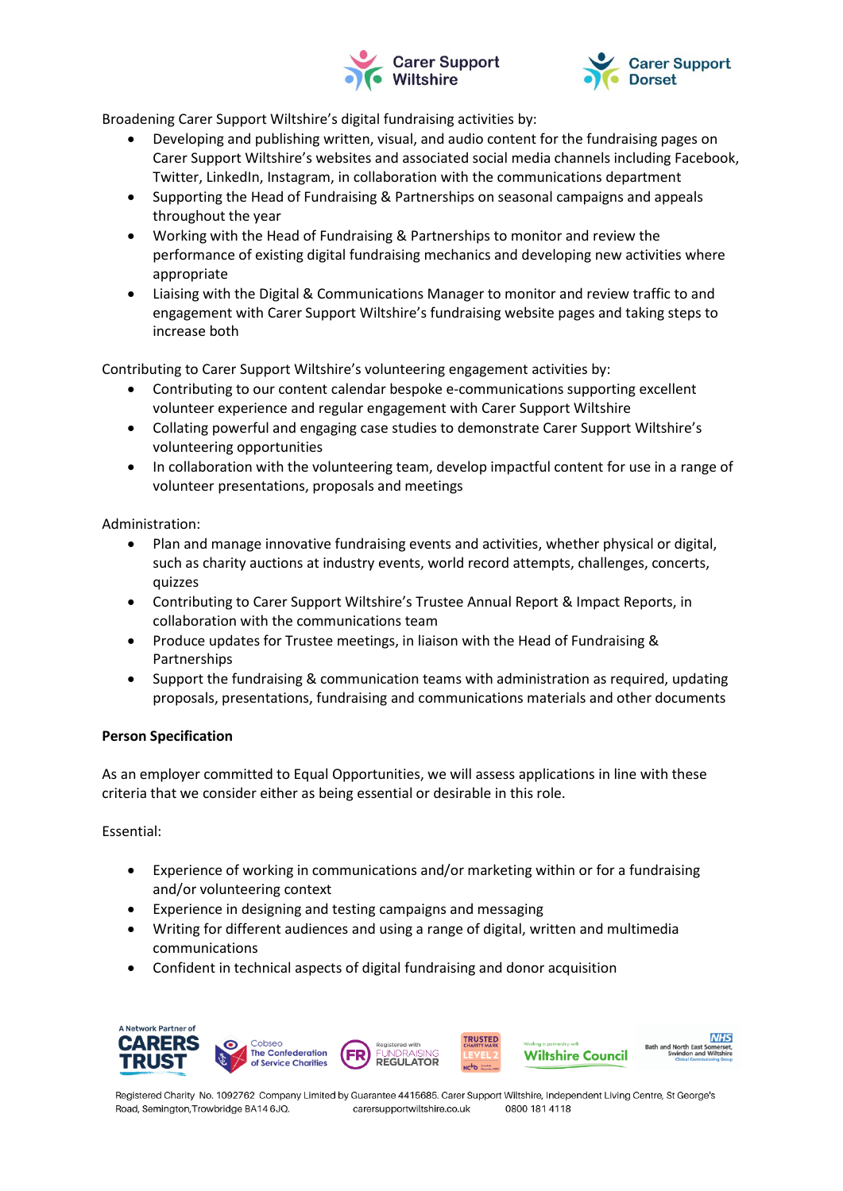Broadening Carer Support Wiltshire's digital fundraising activities by:

- Developing and publishing written, visual, and audio content for the fundraising pages on Carer Support Wiltshire's websites and associated social media channels including Facebook, Twitter, LinkedIn, Instagram, in collaboration with the communications department
- Supporting the Head of Fundraising & Partnerships on seasonal campaigns and appeals throughout the year
- Working with the Head of Fundraising & Partnerships to monitor and review the performance of existing digital fundraising mechanics and developing new activities where appropriate
- Liaising with the Digital & Communications Manager to monitor and review traffic to and engagement with Carer Support Wiltshire's fundraising website pages and taking steps to increase both

Contributing to Carer Support Wiltshire's volunteering engagement activities by:

- Contributing to our content calendar bespoke e-communications supporting excellent volunteer experience and regular engagement with Carer Support Wiltshire
- Collating powerful and engaging case studies to demonstrate Carer Support Wiltshire's volunteering opportunities
- In collaboration with the volunteering team, develop impactful content for use in a range of volunteer presentations, proposals and meetings

Administration:

- Plan and manage innovative fundraising events and activities, whether physical or digital, such as charity auctions at industry events, world record attempts, challenges, concerts, quizzes
- Contributing to Carer Support Wiltshire's Trustee Annual Report & Impact Reports, in collaboration with the communications team
- Produce updates for Trustee meetings, in liaison with the Head of Fundraising & Partnerships
- Support the fundraising & communication teams with administration as required, updating proposals, presentations, fundraising and communications materials and other documents

**Person Specification**

As an employer committed to Equal Opportunities, we will assess applications in line with these criteria that we consider either as being essential or desirable in this role.

Essential:

- Experience of working in communications and/or marketing within or for a fundraising and/or volunteering context
- Experience in designing and testing campaigns and messaging
- Writing for different audiences and using a range of digital, written and multimedia communications
- Confident in technical aspects of digital fundraising and donor acquisition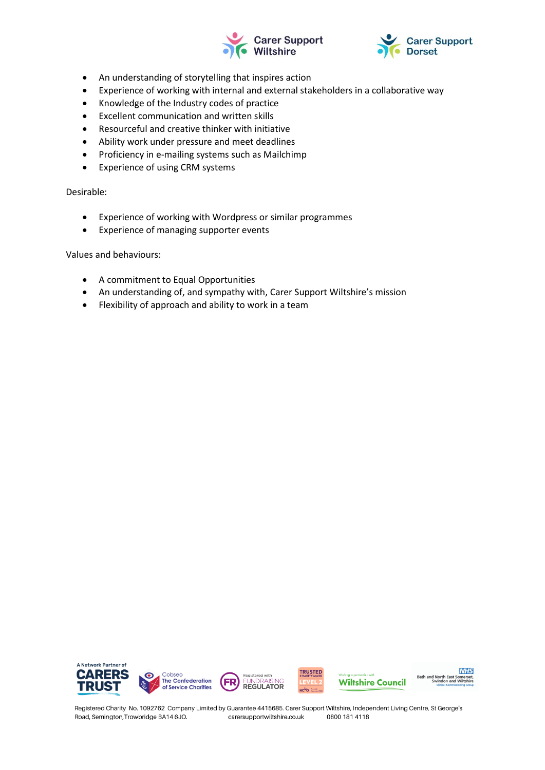- An understanding of storytelling that inspires action
- Experience of working with internal and external stakeholders in a collaborative way
- Knowledge of the Industry codes of practice
- Excellent communication and written skills
- Resourceful and creative thinker with initiative
- Ability work under pressure and meet deadlines
- Proficiency in e-mailing systems such as Mailchimp
- Experience of using CRM systems

Desirable:

- Experience of working with Wordpress or similar programmes
- Experience of managing supporter events

Values and behaviours:

- A commitment to Equal Opportunities
- An understanding of, and sympathy with, Carer Support Wiltshire's mission
- Flexibility of approach and ability to work in a team